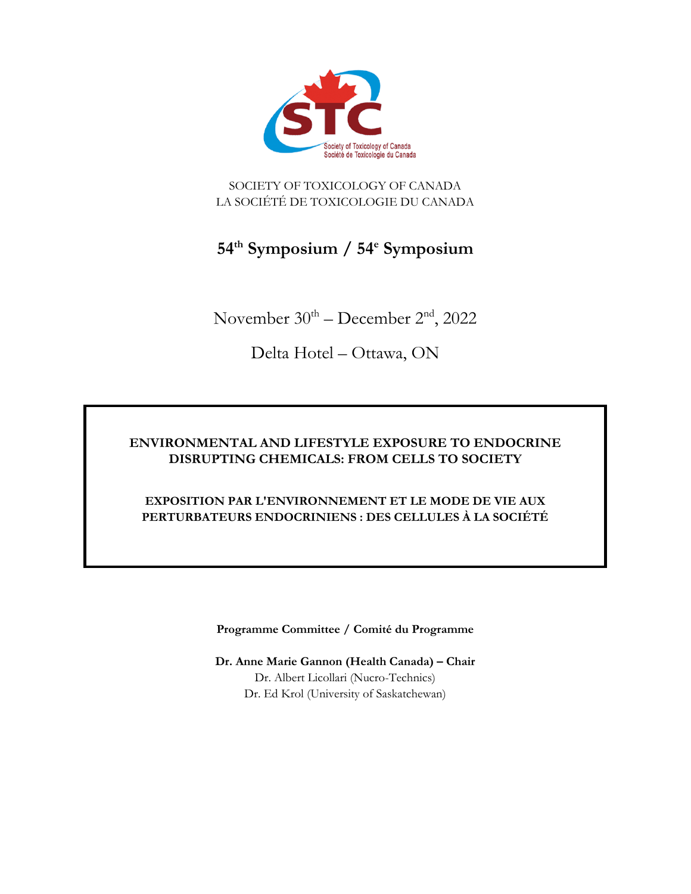SOCIETY OF TOXICOLOGY OF CANADA
LA SOCIÉTÉ DE TOXICOLOGIE DU CANADA

# 54th Symposium / 54e Symposium

November 30th – December 2nd, 2022

Delta Hotel – Ottawa, ON

**ENVIRONMENTAL AND LIFESTYLE EXPOSURE TO ENDOCRINE DISRUPTING CHEMICALS: FROM CELLS TO SOCIETY**

**EXPOSITION PAR L'ENVIRONNEMENT ET LE MODE DE VIE AUX PERTURBATEURS ENDOCRINIENS : DES CELLULES À LA SOCIÉTÉ**

**Programme Committee / Comité du Programme**

**Dr. Anne Marie Gannon (Health Canada) – Chair**
Dr. Albert Licollari (Nucro-Technics)
Dr. Ed Krol (University of Saskatchewan)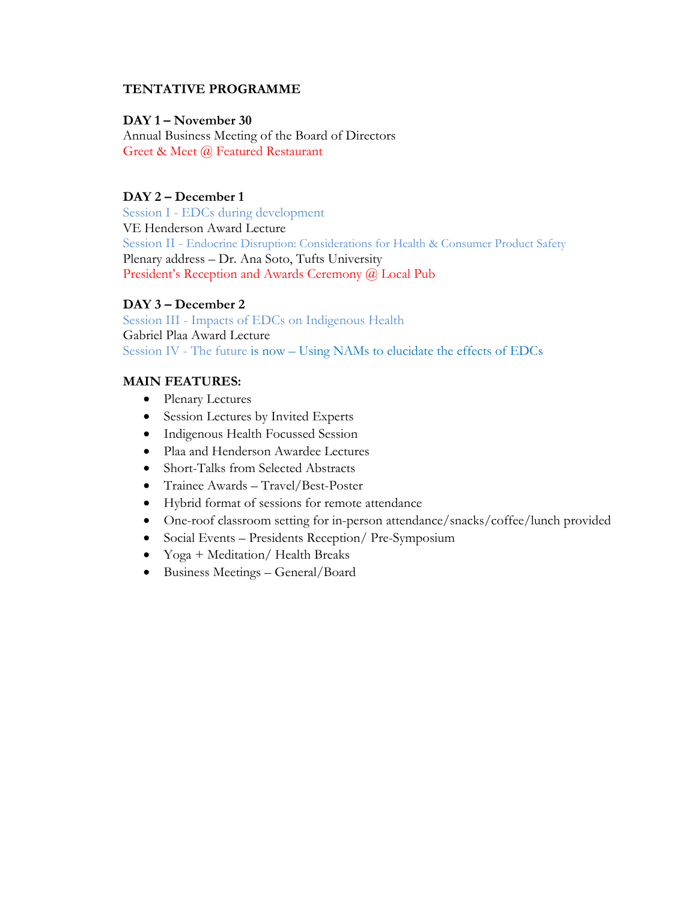**TENTATIVE PROGRAMME**

**DAY 1 – November 30**

Annual Business Meeting of the Board of Directors

Greet & Meet @ Featured Restaurant

**DAY 2 – December 1**

Session I - EDCs during development

VE Henderson Award Lecture

Session II - Endocrine Disruption: Considerations for Health & Consumer Product Safety

Plenary address – Dr. Ana Soto, Tufts University

President's Reception and Awards Ceremony @ Local Pub

**DAY 3 – December 2**

Session III - Impacts of EDCs on Indigenous Health

Gabriel Plaa Award Lecture

Session IV - The future is now – Using NAMs to elucidate the effects of EDCs

**MAIN FEATURES:**

- Plenary Lectures
- Session Lectures by Invited Experts
- Indigenous Health Focussed Session
- Plaa and Henderson Awardee Lectures
- Short-Talks from Selected Abstracts
- Trainee Awards – Travel/Best-Poster
- Hybrid format of sessions for remote attendance
- One-roof classroom setting for in-person attendance/snacks/coffee/lunch provided
- Social Events – Presidents Reception/ Pre-Symposium
- Yoga + Meditation/ Health Breaks
- Business Meetings – General/Board